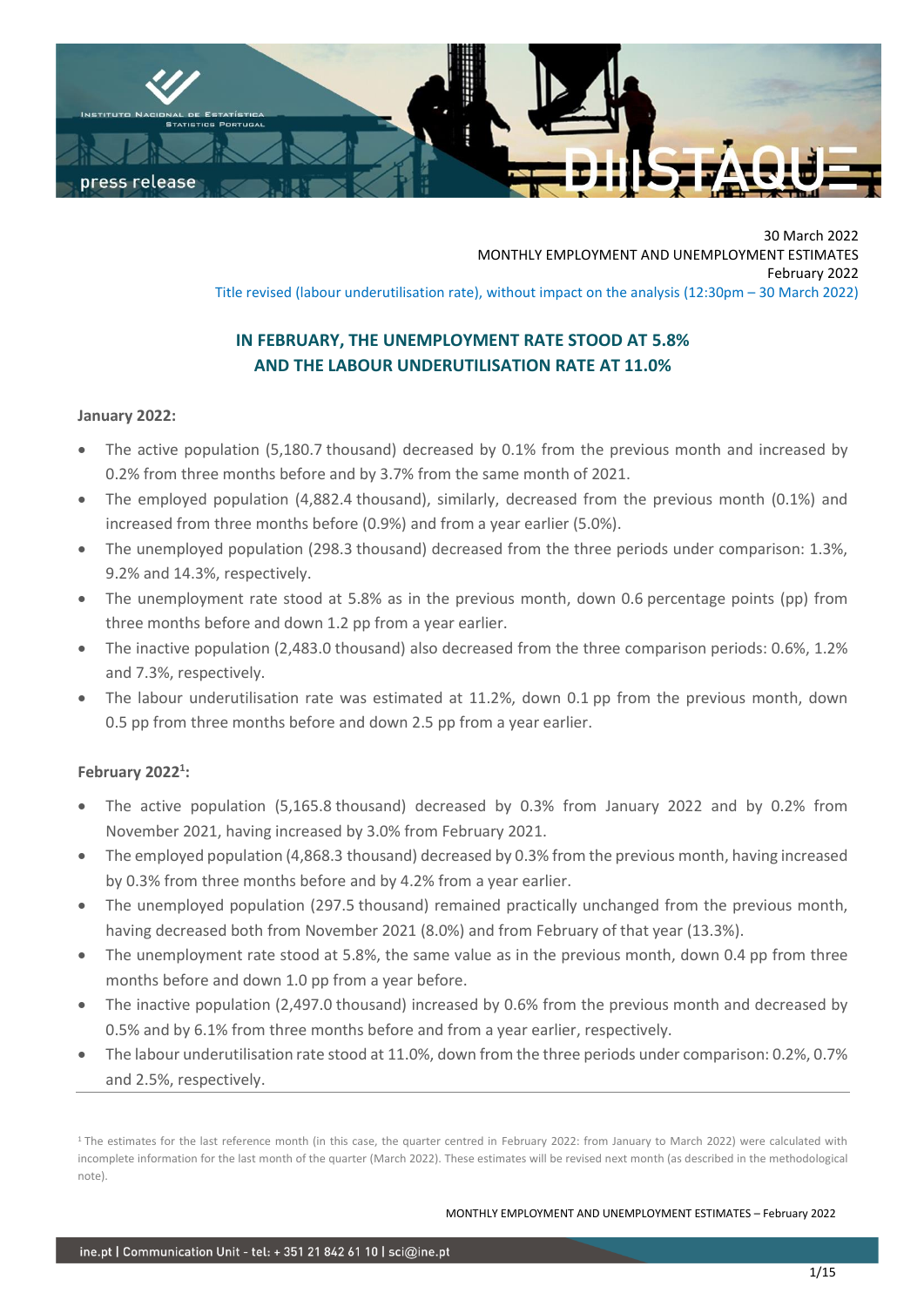30 March 2022

MONTHLY EMPLOYMENT AND UNEMPLOYMENT ESTIMATES

February 2022

Title revised (labour underutilisation rate), without impact on the analysis (12:30pm – 30 March 2022)

# IN FEBRUARY, THE UNEMPLOYMENT RATE STOOD AT 5.8% AND THE LABOUR UNDERUTILISATION RATE AT 11.0%

**January 2022:**

- The active population (5,180.7 thousand) decreased by 0.1% from the previous month and increased by 0.2% from three months before and by 3.7% from the same month of 2021.
- The employed population (4,882.4 thousand), similarly, decreased from the previous month (0.1%) and increased from three months before (0.9%) and from a year earlier (5.0%).
- The unemployed population (298.3 thousand) decreased from the three periods under comparison: 1.3%, 9.2% and 14.3%, respectively.
- The unemployment rate stood at 5.8% as in the previous month, down 0.6 percentage points (pp) from three months before and down 1.2 pp from a year earlier.
- The inactive population (2,483.0 thousand) also decreased from the three comparison periods: 0.6%, 1.2% and 7.3%, respectively.
- The labour underutilisation rate was estimated at 11.2%, down 0.1 pp from the previous month, down 0.5 pp from three months before and down 2.5 pp from a year earlier.

**February 2022[1]:**

- The active population (5,165.8 thousand) decreased by 0.3% from January 2022 and by 0.2% from November 2021, having increased by 3.0% from February 2021.
- The employed population (4,868.3 thousand) decreased by 0.3% from the previous month, having increased by 0.3% from three months before and by 4.2% from a year earlier.
- The unemployed population (297.5 thousand) remained practically unchanged from the previous month, having decreased both from November 2021 (8.0%) and from February of that year (13.3%).
- The unemployment rate stood at 5.8%, the same value as in the previous month, down 0.4 pp from three months before and down 1.0 pp from a year before.
- The inactive population (2,497.0 thousand) increased by 0.6% from the previous month and decreased by 0.5% and by 6.1% from three months before and from a year earlier, respectively.
- The labour underutilisation rate stood at 11.0%, down from the three periods under comparison: 0.2%, 0.7% and 2.5%, respectively.

---

[1] The estimates for the last reference month (in this case, the quarter centred in February 2022: from January to March 2022) were calculated with incomplete information for the last month of the quarter (March 2022). These estimates will be revised next month (as described in the methodological note).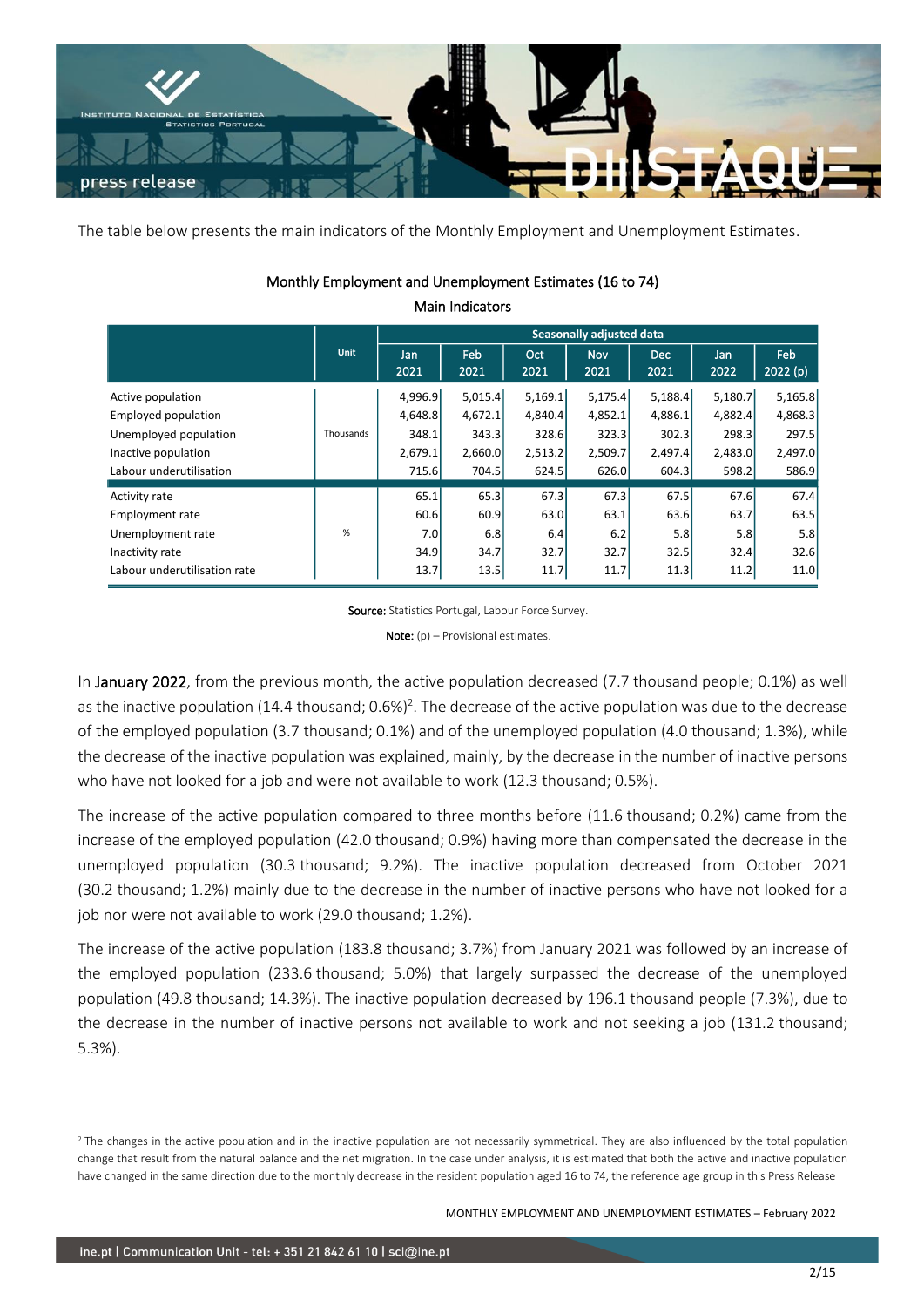The table below presents the main indicators of the Monthly Employment and Unemployment Estimates.

Monthly Employment and Unemployment Estimates (16 to 74)

Main Indicators

| | Unit | Seasonally adjusted data | | | | | | |
|---|---|---|---|---|---|---|---|---|
| | | Jan 2021 | Feb 2021 | Oct 2021 | Nov 2021 | Dec 2021 | Jan 2022 | Feb 2022 (p) |
| Active population | Thousands | 4,996.9 | 5,015.4 | 5,169.1 | 5,175.4 | 5,188.4 | 5,180.7 | 5,165.8 |
| Employed population | Thousands | 4,648.8 | 4,672.1 | 4,840.4 | 4,852.1 | 4,886.1 | 4,882.4 | 4,868.3 |
| Unemployed population | Thousands | 348.1 | 343.3 | 328.6 | 323.3 | 302.3 | 298.3 | 297.5 |
| Inactive population | Thousands | 2,679.1 | 2,660.0 | 2,513.2 | 2,509.7 | 2,497.4 | 2,483.0 | 2,497.0 |
| Labour underutilisation | Thousands | 715.6 | 704.5 | 624.5 | 626.0 | 604.3 | 598.2 | 586.9 |
| Activity rate | % | 65.1 | 65.3 | 67.3 | 67.3 | 67.5 | 67.6 | 67.4 |
| Employment rate | % | 60.6 | 60.9 | 63.0 | 63.1 | 63.6 | 63.7 | 63.5 |
| Unemployment rate | % | 7.0 | 6.8 | 6.4 | 6.2 | 5.8 | 5.8 | 5.8 |
| Inactivity rate | % | 34.9 | 34.7 | 32.7 | 32.7 | 32.5 | 32.4 | 32.6 |
| Labour underutilisation rate | % | 13.7 | 13.5 | 11.7 | 11.7 | 11.3 | 11.2 | 11.0 |

**Source:** Statistics Portugal, Labour Force Survey.

**Note:** (p) – Provisional estimates.

In **January 2022**, from the previous month, the active population decreased (7.7 thousand people; 0.1%) as well as the inactive population (14.4 thousand; 0.6%)[2]. The decrease of the active population was due to the decrease of the employed population (3.7 thousand; 0.1%) and of the unemployed population (4.0 thousand; 1.3%), while the decrease of the inactive population was explained, mainly, by the decrease in the number of inactive persons who have not looked for a job and were not available to work (12.3 thousand; 0.5%).

The increase of the active population compared to three months before (11.6 thousand; 0.2%) came from the increase of the employed population (42.0 thousand; 0.9%) having more than compensated the decrease in the unemployed population (30.3 thousand; 9.2%). The inactive population decreased from October 2021 (30.2 thousand; 1.2%) mainly due to the decrease in the number of inactive persons who have not looked for a job nor were not available to work (29.0 thousand; 1.2%).

The increase of the active population (183.8 thousand; 3.7%) from January 2021 was followed by an increase of the employed population (233.6 thousand; 5.0%) that largely surpassed the decrease of the unemployed population (49.8 thousand; 14.3%). The inactive population decreased by 196.1 thousand people (7.3%), due to the decrease in the number of inactive persons not available to work and not seeking a job (131.2 thousand; 5.3%).

[2] The changes in the active population and in the inactive population are not necessarily symmetrical. They are also influenced by the total population change that result from the natural balance and the net migration. In the case under analysis, it is estimated that both the active and inactive population have changed in the same direction due to the monthly decrease in the resident population aged 16 to 74, the reference age group in this Press Release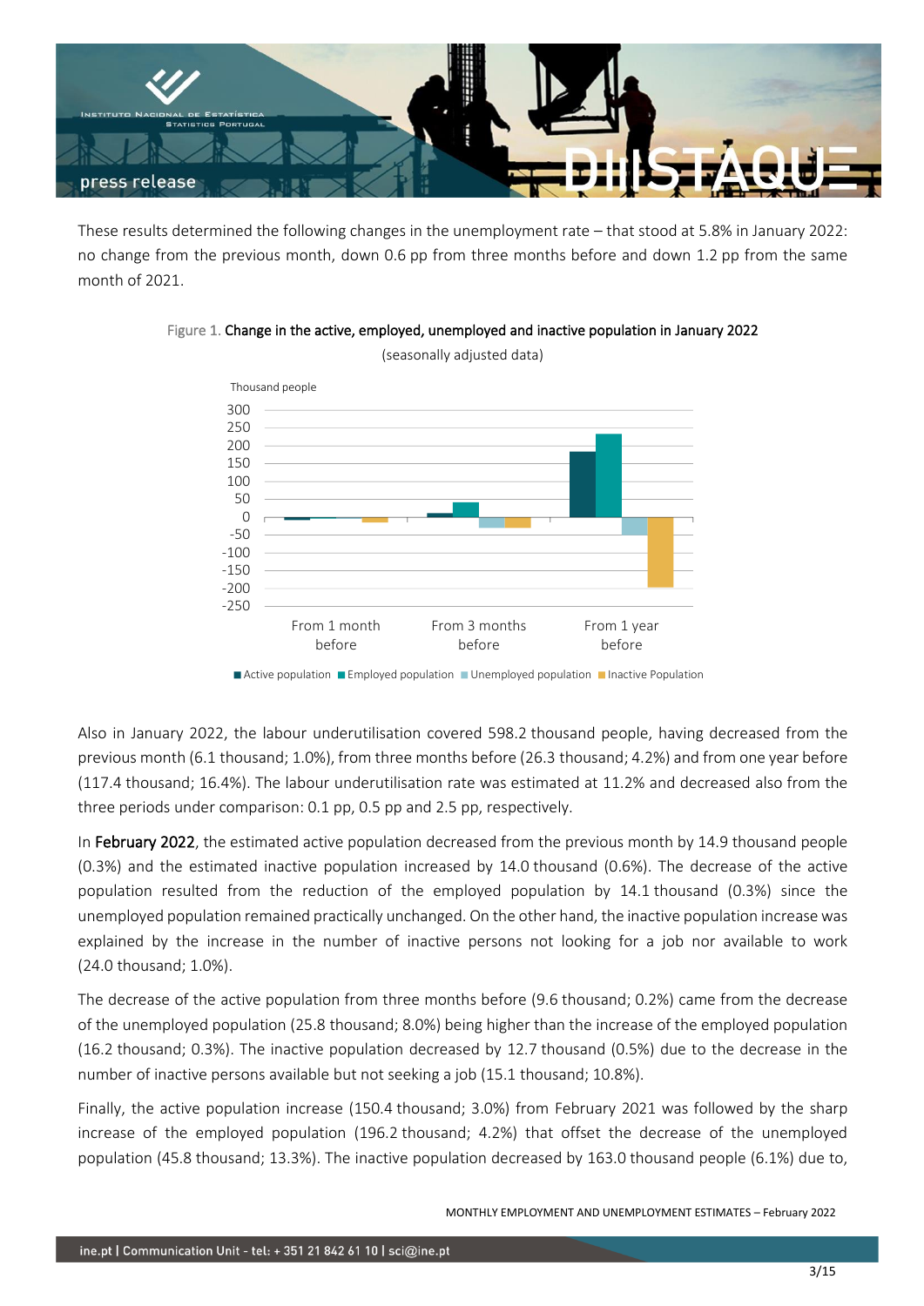These results determined the following changes in the unemployment rate – that stood at 5.8% in January 2022: no change from the previous month, down 0.6 pp from three months before and down 1.2 pp from the same month of 2021.

Figure 1. Change in the active, employed, unemployed and inactive population in January 2022

(seasonally adjusted data)

Also in January 2022, the labour underutilisation covered 598.2 thousand people, having decreased from the previous month (6.1 thousand; 1.0%), from three months before (26.3 thousand; 4.2%) and from one year before (117.4 thousand; 16.4%). The labour underutilisation rate was estimated at 11.2% and decreased also from the three periods under comparison: 0.1 pp, 0.5 pp and 2.5 pp, respectively.

In **February 2022**, the estimated active population decreased from the previous month by 14.9 thousand people (0.3%) and the estimated inactive population increased by 14.0 thousand (0.6%). The decrease of the active population resulted from the reduction of the employed population by 14.1 thousand (0.3%) since the unemployed population remained practically unchanged. On the other hand, the inactive population increase was explained by the increase in the number of inactive persons not looking for a job nor available to work (24.0 thousand; 1.0%).

The decrease of the active population from three months before (9.6 thousand; 0.2%) came from the decrease of the unemployed population (25.8 thousand; 8.0%) being higher than the increase of the employed population (16.2 thousand; 0.3%). The inactive population decreased by 12.7 thousand (0.5%) due to the decrease in the number of inactive persons available but not seeking a job (15.1 thousand; 10.8%).

Finally, the active population increase (150.4 thousand; 3.0%) from February 2021 was followed by the sharp increase of the employed population (196.2 thousand; 4.2%) that offset the decrease of the unemployed population (45.8 thousand; 13.3%). The inactive population decreased by 163.0 thousand people (6.1%) due to,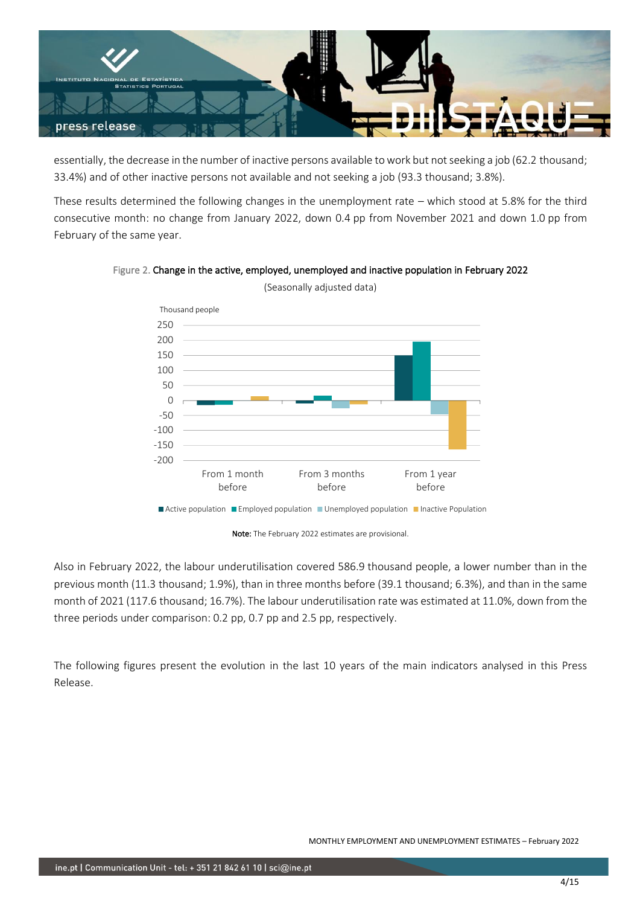essentially, the decrease in the number of inactive persons available to work but not seeking a job (62.2 thousand; 33.4%) and of other inactive persons not available and not seeking a job (93.3 thousand; 3.8%).

These results determined the following changes in the unemployment rate – which stood at 5.8% for the third consecutive month: no change from January 2022, down 0.4 pp from November 2021 and down 1.0 pp from February of the same year.

Figure 2. **Change in the active, employed, unemployed and inactive population in February 2022**

(Seasonally adjusted data)

Thousand people

Active population ■ Employed population ■ Unemployed population ■ Inactive Population

From 1 month before | From 3 months before | From 1 year before

**Note:** The February 2022 estimates are provisional.

Also in February 2022, the labour underutilisation covered 586.9 thousand people, a lower number than in the previous month (11.3 thousand; 1.9%), than in three months before (39.1 thousand; 6.3%), and than in the same month of 2021 (117.6 thousand; 16.7%). The labour underutilisation rate was estimated at 11.0%, down from the three periods under comparison: 0.2 pp, 0.7 pp and 2.5 pp, respectively.

The following figures present the evolution in the last 10 years of the main indicators analysed in this Press Release.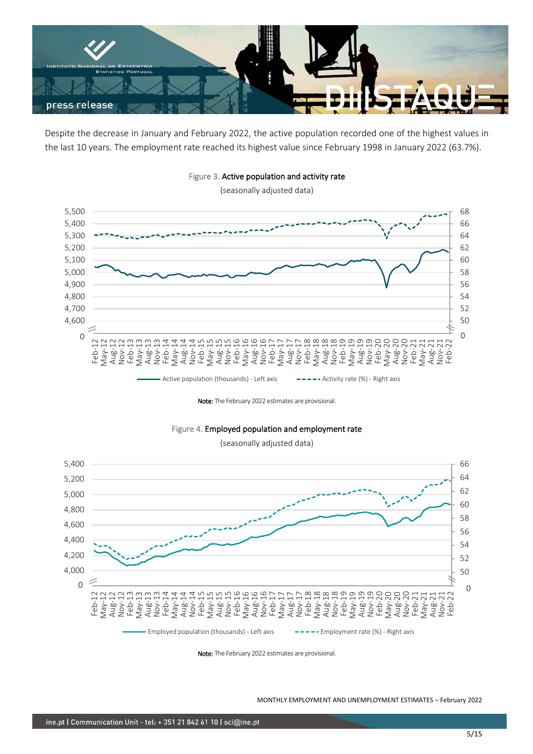Despite the decrease in January and February 2022, the active population recorded one of the highest values in the last 10 years. The employment rate reached its highest value since February 1998 in January 2022 (63.7%).

Figure 3. **Active population and activity rate**

(seasonally adjusted data)

Note: The February 2022 estimates are provisional.

Figure 4. **Employed population and employment rate**

(seasonally adjusted data)

Note: The February 2022 estimates are provisional.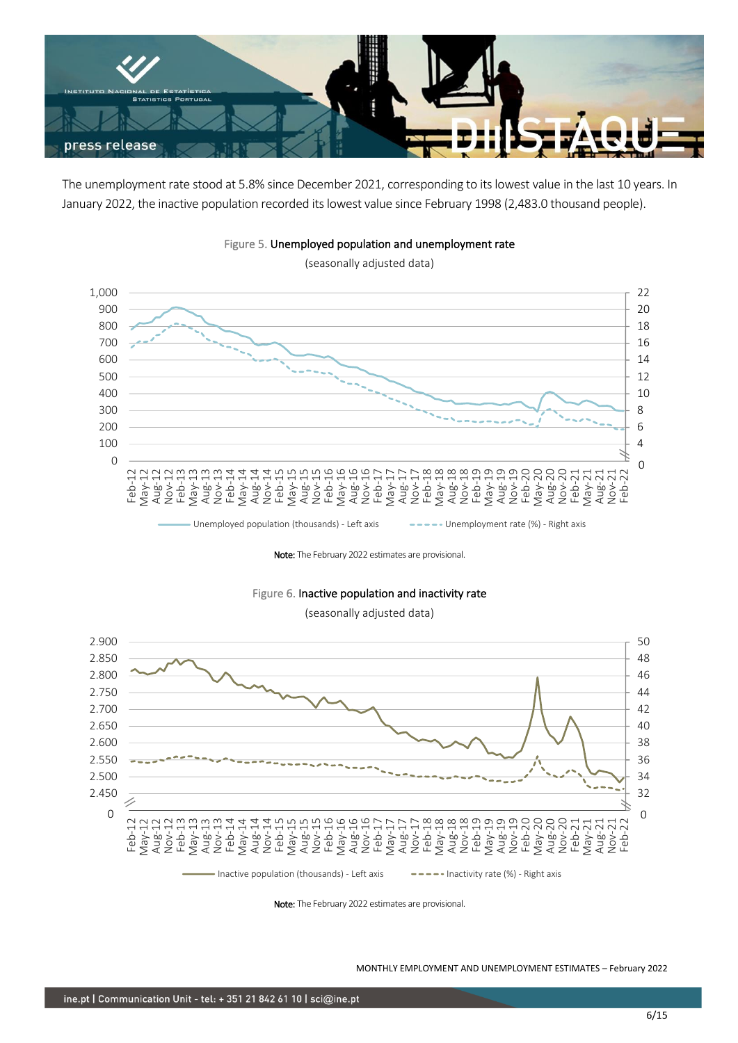The unemployment rate stood at 5.8% since December 2021, corresponding to its lowest value in the last 10 years. In January 2022, the inactive population recorded its lowest value since February 1998 (2,483.0 thousand people).

Figure 5. **Unemployed population and unemployment rate**

(seasonally adjusted data)

Note: The February 2022 estimates are provisional.

Figure 6. **Inactive population and inactivity rate**

(seasonally adjusted data)

Note: The February 2022 estimates are provisional.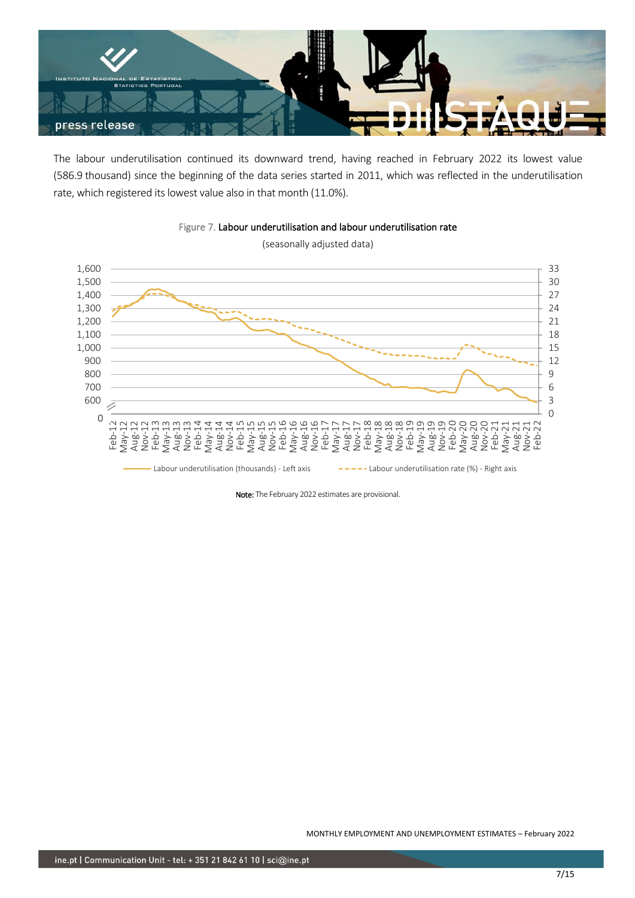The labour underutilisation continued its downward trend, having reached in February 2022 its lowest value (586.9 thousand) since the beginning of the data series started in 2011, which was reflected in the underutilisation rate, which registered its lowest value also in that month (11.0%).

Figure 7. Labour underutilisation and labour underutilisation rate

(seasonally adjusted data)

**Note:** The February 2022 estimates are provisional.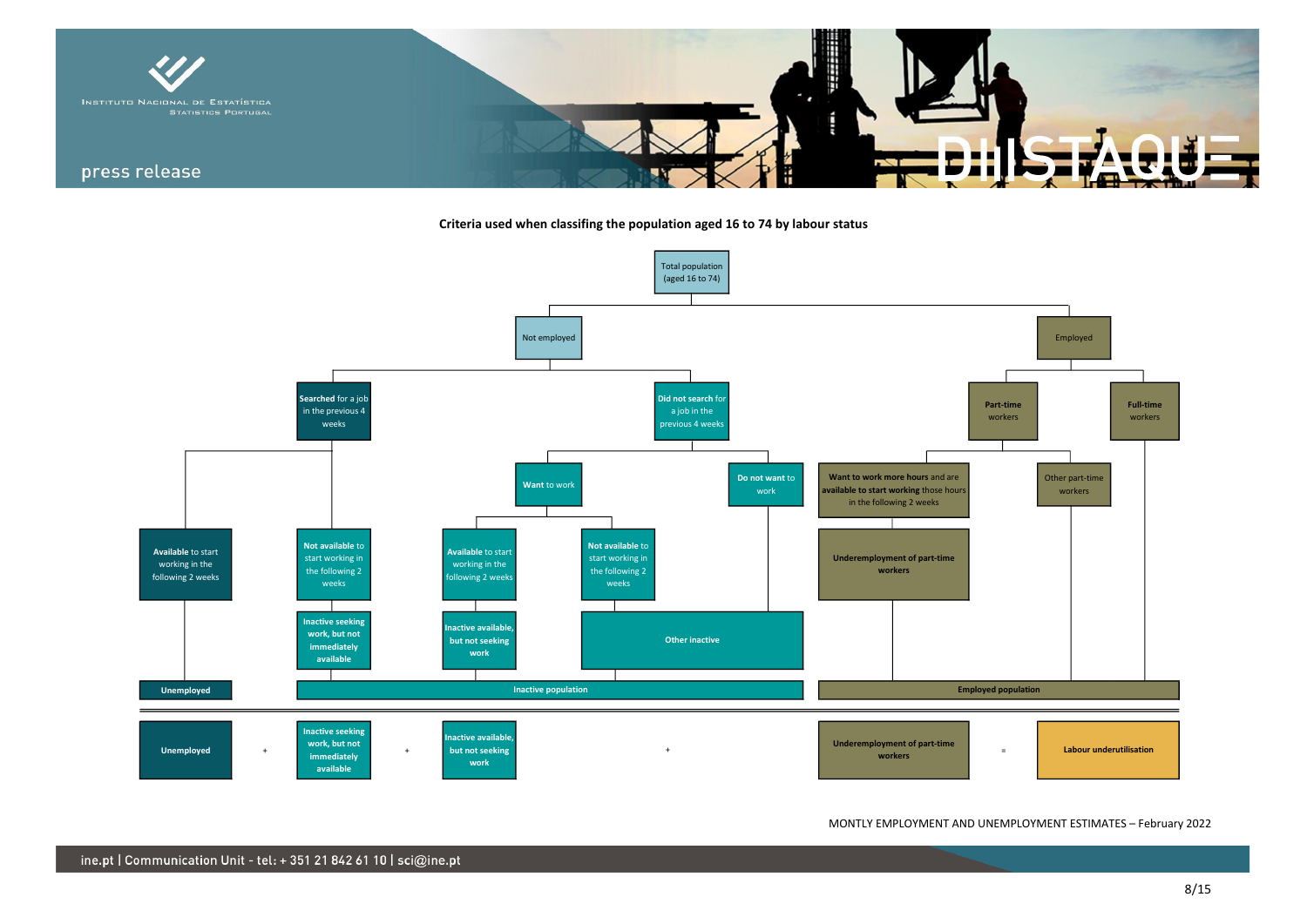**Criteria used when classifing the population aged 16 to 74 by labour status**

- Total population (aged 16 to 74)
  - Not employed
    - **Searched** for a job in the previous 4 weeks
      - **Available** to start working in the following 2 weeks → **Unemployed**
      - **Not available** to start working in the following 2 weeks → **Inactive seeking work, but not immediately available** → **Inactive population**
    - **Did not search** for a job in the previous 4 weeks
      - **Want to work**
        - **Available** to start working in the following 2 weeks → **Inactive available, but not seeking work** → **Inactive population**
        - **Not available** to start working in the following 2 weeks → **Other inactive** → **Inactive population**
      - **Do not want** to work → **Other inactive** → **Inactive population**
  - Employed
    - **Part-time** workers
      - **Want to work more hours** and are **available to start working** those hours in the following 2 weeks → **Underemployment of part-time workers** → **Employed population**
      - Other part-time workers → **Employed population**
    - **Full-time** workers → **Employed population**

**Unemployed** + **Inactive seeking work, but not immediately available** + **Inactive available, but not seeking work** + **Underemployment of part-time workers** = **Labour underutilisation**

MONTLY EMPLOYMENT AND UNEMPLOYMENT ESTIMATES – February 2022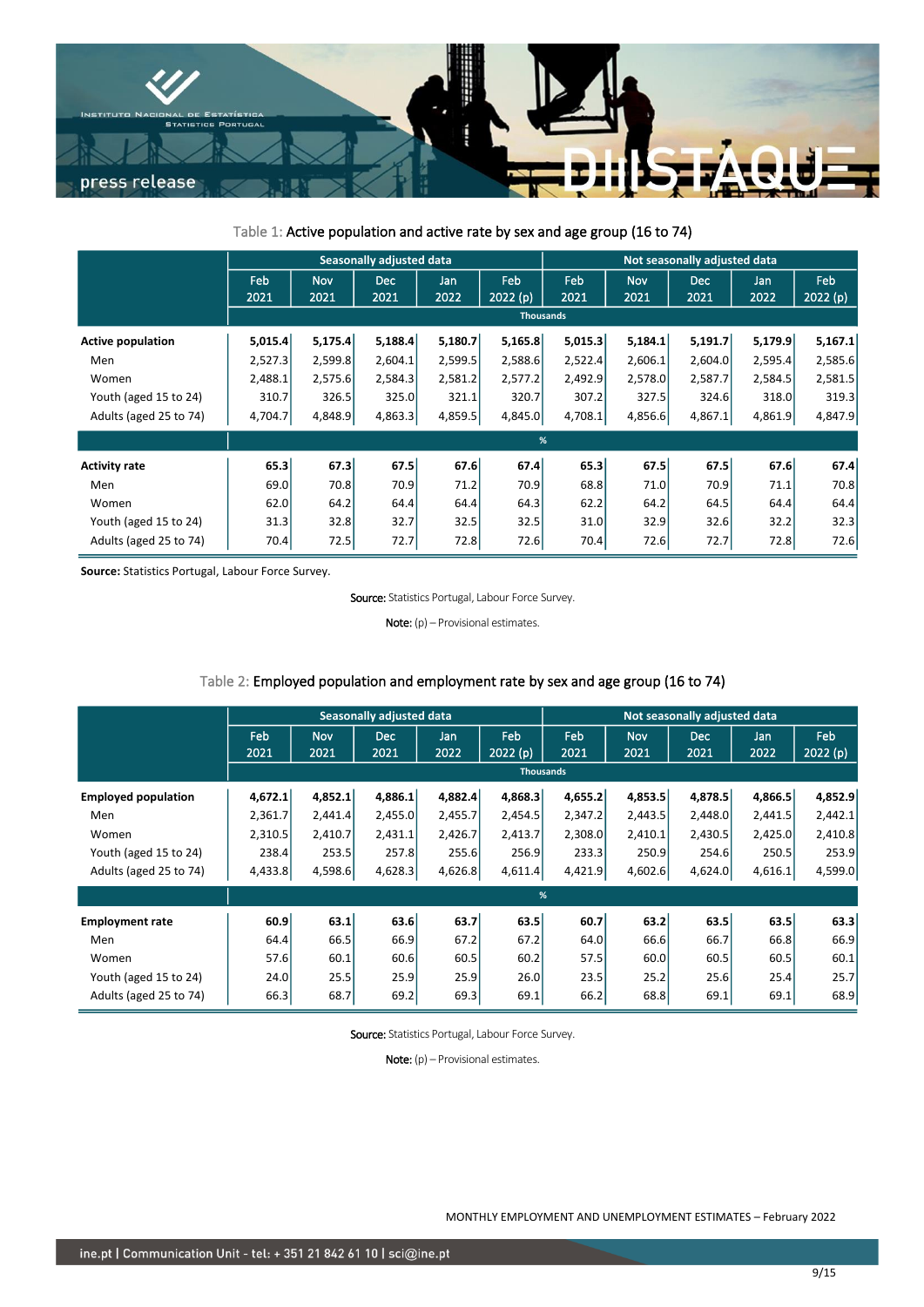Table 1: Active population and active rate by sex and age group (16 to 74)

| | Seasonally adjusted data | | | | | Not seasonally adjusted data | | | | |
|---|---|---|---|---|---|---|---|---|---|---|
| | Feb 2021 | Nov 2021 | Dec 2021 | Jan 2022 | Feb 2022 (p) | Feb 2021 | Nov 2021 | Dec 2021 | Jan 2022 | Feb 2022 (p) |
| | Thousands | | | | | | | | | |
| **Active population** | **5,015.4** | **5,175.4** | **5,188.4** | **5,180.7** | **5,165.8** | **5,015.3** | **5,184.1** | **5,191.7** | **5,179.9** | **5,167.1** |
| Men | 2,527.3 | 2,599.8 | 2,604.1 | 2,599.5 | 2,588.6 | 2,522.4 | 2,606.1 | 2,604.0 | 2,595.4 | 2,585.6 |
| Women | 2,488.1 | 2,575.6 | 2,584.3 | 2,581.2 | 2,577.2 | 2,492.9 | 2,578.0 | 2,587.7 | 2,584.5 | 2,581.5 |
| Youth (aged 15 to 24) | 310.7 | 326.5 | 325.0 | 321.1 | 320.7 | 307.2 | 327.5 | 324.6 | 318.0 | 319.3 |
| Adults (aged 25 to 74) | 4,704.7 | 4,848.9 | 4,863.3 | 4,859.5 | 4,845.0 | 4,708.1 | 4,856.6 | 4,867.1 | 4,861.9 | 4,847.9 |
| | % | | | | | | | | | |
| **Activity rate** | **65.3** | **67.3** | **67.5** | **67.6** | **67.4** | **65.3** | **67.5** | **67.5** | **67.6** | **67.4** |
| Men | 69.0 | 70.8 | 70.9 | 71.2 | 70.9 | 68.8 | 71.0 | 70.9 | 71.1 | 70.8 |
| Women | 62.0 | 64.2 | 64.4 | 64.4 | 64.3 | 62.2 | 64.2 | 64.5 | 64.4 | 64.4 |
| Youth (aged 15 to 24) | 31.3 | 32.8 | 32.7 | 32.5 | 32.5 | 31.0 | 32.9 | 32.6 | 32.2 | 32.3 |
| Adults (aged 25 to 74) | 70.4 | 72.5 | 72.7 | 72.8 | 72.6 | 70.4 | 72.6 | 72.7 | 72.8 | 72.6 |

**Source:** Statistics Portugal, Labour Force Survey.

Source: Statistics Portugal, Labour Force Survey.

Note: (p) – Provisional estimates.

Table 2: Employed population and employment rate by sex and age group (16 to 74)

| | Seasonally adjusted data | | | | | Not seasonally adjusted data | | | | |
|---|---|---|---|---|---|---|---|---|---|---|
| | Feb 2021 | Nov 2021 | Dec 2021 | Jan 2022 | Feb 2022 (p) | Feb 2021 | Nov 2021 | Dec 2021 | Jan 2022 | Feb 2022 (p) |
| | Thousands | | | | | | | | | |
| **Employed population** | **4,672.1** | **4,852.1** | **4,886.1** | **4,882.4** | **4,868.3** | **4,655.2** | **4,853.5** | **4,878.5** | **4,866.5** | **4,852.9** |
| Men | 2,361.7 | 2,441.4 | 2,455.0 | 2,455.7 | 2,454.5 | 2,347.2 | 2,443.5 | 2,448.0 | 2,441.5 | 2,442.1 |
| Women | 2,310.5 | 2,410.7 | 2,431.1 | 2,426.7 | 2,413.7 | 2,308.0 | 2,410.1 | 2,430.5 | 2,425.0 | 2,410.8 |
| Youth (aged 15 to 24) | 238.4 | 253.5 | 257.8 | 255.6 | 256.9 | 233.3 | 250.9 | 254.6 | 250.5 | 253.9 |
| Adults (aged 25 to 74) | 4,433.8 | 4,598.6 | 4,628.3 | 4,626.8 | 4,611.4 | 4,421.9 | 4,602.6 | 4,624.0 | 4,616.1 | 4,599.0 |
| | % | | | | | | | | | |
| **Employment rate** | **60.9** | **63.1** | **63.6** | **63.7** | **63.5** | **60.7** | **63.2** | **63.5** | **63.5** | **63.3** |
| Men | 64.4 | 66.5 | 66.9 | 67.2 | 67.2 | 64.0 | 66.6 | 66.7 | 66.8 | 66.9 |
| Women | 57.6 | 60.1 | 60.6 | 60.5 | 60.2 | 57.5 | 60.0 | 60.5 | 60.5 | 60.1 |
| Youth (aged 15 to 24) | 24.0 | 25.5 | 25.9 | 25.9 | 26.0 | 23.5 | 25.2 | 25.6 | 25.4 | 25.7 |
| Adults (aged 25 to 74) | 66.3 | 68.7 | 69.2 | 69.3 | 69.1 | 66.2 | 68.8 | 69.1 | 69.1 | 68.9 |

Source: Statistics Portugal, Labour Force Survey.

Note: (p) – Provisional estimates.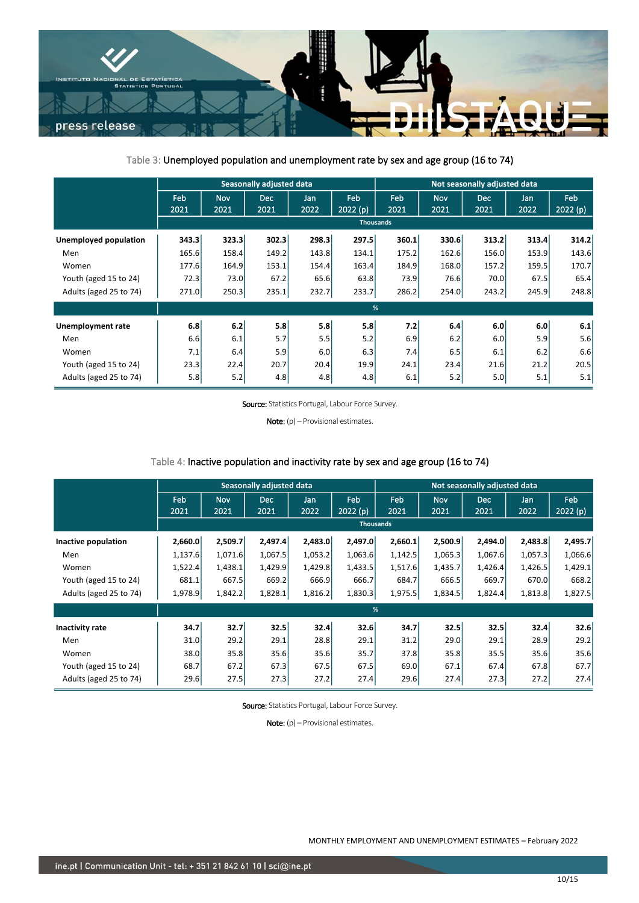Table 3: Unemployed population and unemployment rate by sex and age group (16 to 74)

| | Seasonally adjusted data | | | | | Not seasonally adjusted data | | | | |
|---|---|---|---|---|---|---|---|---|---|---|
| | Feb 2021 | Nov 2021 | Dec 2021 | Jan 2022 | Feb 2022 (p) | Feb 2021 | Nov 2021 | Dec 2021 | Jan 2022 | Feb 2022 (p) |
| | Thousands | | | | | | | | | |
| **Unemployed population** | **343.3** | **323.3** | **302.3** | **298.3** | **297.5** | **360.1** | **330.6** | **313.2** | **313.4** | **314.2** |
| Men | 165.6 | 158.4 | 149.2 | 143.8 | 134.1 | 175.2 | 162.6 | 156.0 | 153.9 | 143.6 |
| Women | 177.6 | 164.9 | 153.1 | 154.4 | 163.4 | 184.9 | 168.0 | 157.2 | 159.5 | 170.7 |
| Youth (aged 15 to 24) | 72.3 | 73.0 | 67.2 | 65.6 | 63.8 | 73.9 | 76.6 | 70.0 | 67.5 | 65.4 |
| Adults (aged 25 to 74) | 271.0 | 250.3 | 235.1 | 232.7 | 233.7 | 286.2 | 254.0 | 243.2 | 245.9 | 248.8 |
| | % | | | | | | | | | |
| **Unemployment rate** | **6.8** | **6.2** | **5.8** | **5.8** | **5.8** | **7.2** | **6.4** | **6.0** | **6.0** | **6.1** |
| Men | 6.6 | 6.1 | 5.7 | 5.5 | 5.2 | 6.9 | 6.2 | 6.0 | 5.9 | 5.6 |
| Women | 7.1 | 6.4 | 5.9 | 6.0 | 6.3 | 7.4 | 6.5 | 6.1 | 6.2 | 6.6 |
| Youth (aged 15 to 24) | 23.3 | 22.4 | 20.7 | 20.4 | 19.9 | 24.1 | 23.4 | 21.6 | 21.2 | 20.5 |
| Adults (aged 25 to 74) | 5.8 | 5.2 | 4.8 | 4.8 | 4.8 | 6.1 | 5.2 | 5.0 | 5.1 | 5.1 |

**Source:** Statistics Portugal, Labour Force Survey.

**Note:** (p) – Provisional estimates.

Table 4: Inactive population and inactivity rate by sex and age group (16 to 74)

| | Seasonally adjusted data | | | | | Not seasonally adjusted data | | | | |
|---|---|---|---|---|---|---|---|---|---|---|
| | Feb 2021 | Nov 2021 | Dec 2021 | Jan 2022 | Feb 2022 (p) | Feb 2021 | Nov 2021 | Dec 2021 | Jan 2022 | Feb 2022 (p) |
| | Thousands | | | | | | | | | |
| **Inactive population** | **2,660.0** | **2,509.7** | **2,497.4** | **2,483.0** | **2,497.0** | **2,660.1** | **2,500.9** | **2,494.0** | **2,483.8** | **2,495.7** |
| Men | 1,137.6 | 1,071.6 | 1,067.5 | 1,053.2 | 1,063.6 | 1,142.5 | 1,065.3 | 1,067.6 | 1,057.3 | 1,066.6 |
| Women | 1,522.4 | 1,438.1 | 1,429.9 | 1,429.8 | 1,433.5 | 1,517.6 | 1,435.7 | 1,426.4 | 1,426.5 | 1,429.1 |
| Youth (aged 15 to 24) | 681.1 | 667.5 | 669.2 | 666.9 | 666.7 | 684.7 | 666.5 | 669.7 | 670.0 | 668.2 |
| Adults (aged 25 to 74) | 1,978.9 | 1,842.2 | 1,828.1 | 1,816.2 | 1,830.3 | 1,975.5 | 1,834.5 | 1,824.4 | 1,813.8 | 1,827.5 |
| | % | | | | | | | | | |
| **Inactivity rate** | **34.7** | **32.7** | **32.5** | **32.4** | **32.6** | **34.7** | **32.5** | **32.5** | **32.4** | **32.6** |
| Men | 31.0 | 29.2 | 29.1 | 28.8 | 29.1 | 31.2 | 29.0 | 29.1 | 28.9 | 29.2 |
| Women | 38.0 | 35.8 | 35.6 | 35.6 | 35.7 | 37.8 | 35.8 | 35.5 | 35.6 | 35.6 |
| Youth (aged 15 to 24) | 68.7 | 67.2 | 67.3 | 67.5 | 67.5 | 69.0 | 67.1 | 67.4 | 67.8 | 67.7 |
| Adults (aged 25 to 74) | 29.6 | 27.5 | 27.3 | 27.2 | 27.4 | 29.6 | 27.4 | 27.3 | 27.2 | 27.4 |

**Source:** Statistics Portugal, Labour Force Survey.

**Note:** (p) – Provisional estimates.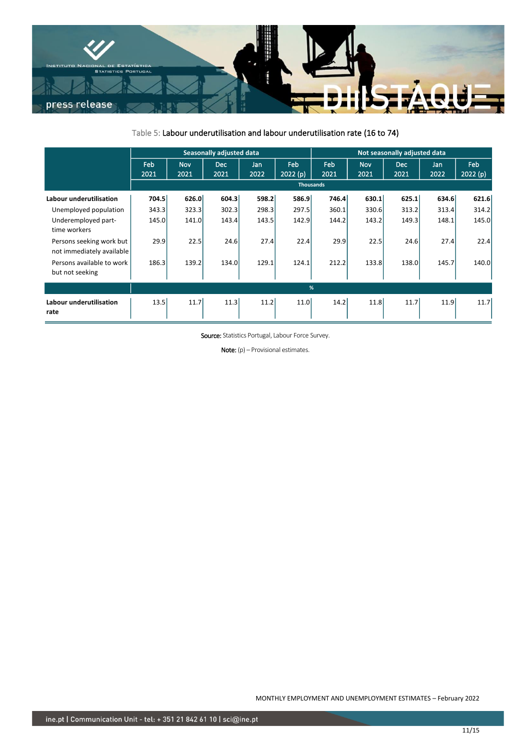Table 5: Labour underutilisation and labour underutilisation rate (16 to 74)

| | Seasonally adjusted data | | | | | Not seasonally adjusted data | | | | |
|---|---|---|---|---|---|---|---|---|---|---|
| | Feb 2021 | Nov 2021 | Dec 2021 | Jan 2022 | Feb 2022 (p) | Feb 2021 | Nov 2021 | Dec 2021 | Jan 2022 | Feb 2022 (p) |
| | Thousands | | | | | | | | | |
| **Labour underutilisation** | **704.5** | **626.0** | **604.3** | **598.2** | **586.9** | **746.4** | **630.1** | **625.1** | **634.6** | **621.6** |
| Unemployed population | 343.3 | 323.3 | 302.3 | 298.3 | 297.5 | 360.1 | 330.6 | 313.2 | 313.4 | 314.2 |
| Underemployed part-time workers | 145.0 | 141.0 | 143.4 | 143.5 | 142.9 | 144.2 | 143.2 | 149.3 | 148.1 | 145.0 |
| Persons seeking work but not immediately available | 29.9 | 22.5 | 24.6 | 27.4 | 22.4 | 29.9 | 22.5 | 24.6 | 27.4 | 22.4 |
| Persons available to work but not seeking | 186.3 | 139.2 | 134.0 | 129.1 | 124.1 | 212.2 | 133.8 | 138.0 | 145.7 | 140.0 |
| | % | | | | | | | | | |
| **Labour underutilisation rate** | 13.5 | 11.7 | 11.3 | 11.2 | 11.0 | 14.2 | 11.8 | 11.7 | 11.9 | 11.7 |

**Source:** Statistics Portugal, Labour Force Survey.

**Note:** (p) – Provisional estimates.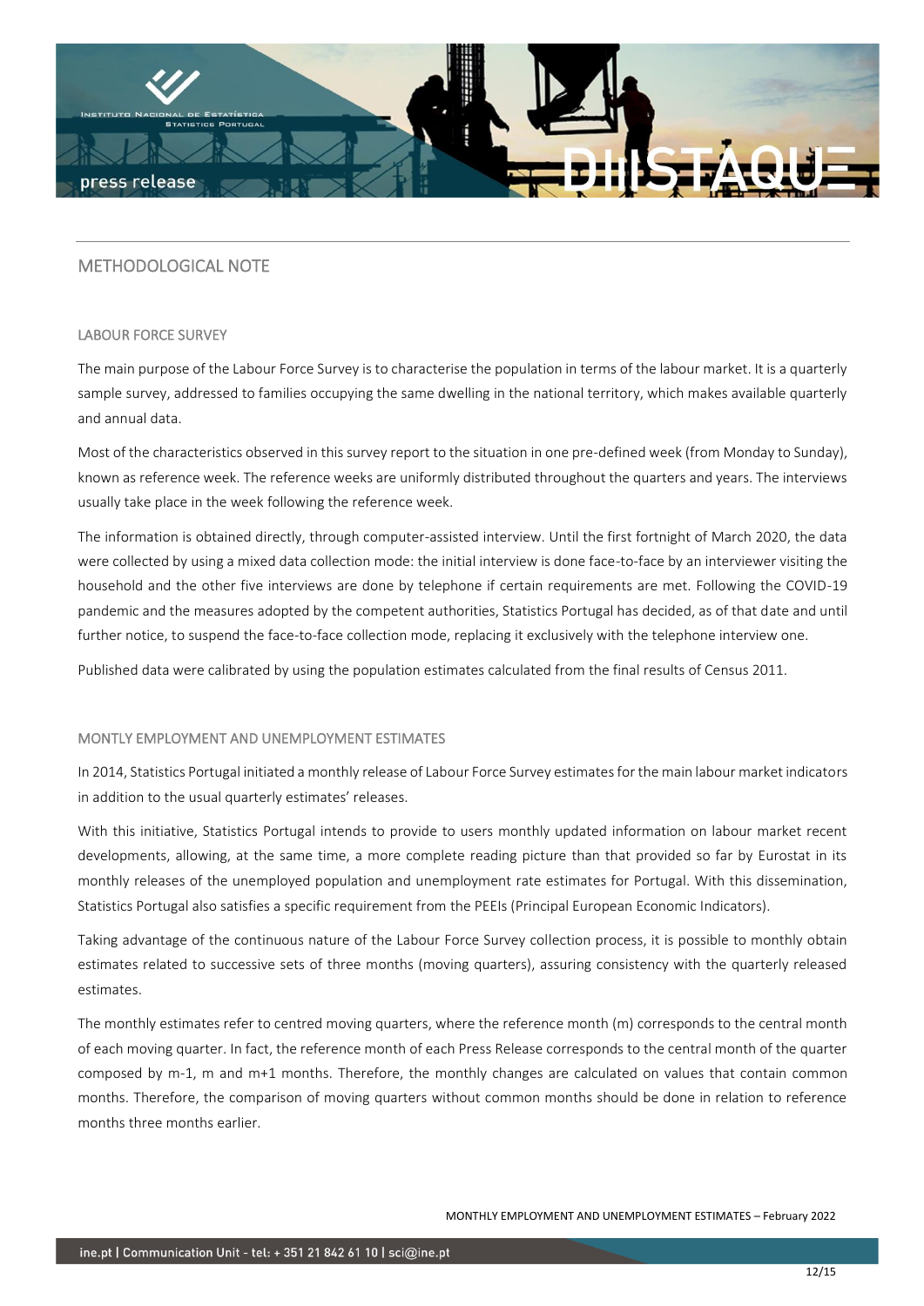## METHODOLOGICAL NOTE

### LABOUR FORCE SURVEY

The main purpose of the Labour Force Survey is to characterise the population in terms of the labour market. It is a quarterly sample survey, addressed to families occupying the same dwelling in the national territory, which makes available quarterly and annual data.

Most of the characteristics observed in this survey report to the situation in one pre-defined week (from Monday to Sunday), known as reference week. The reference weeks are uniformly distributed throughout the quarters and years. The interviews usually take place in the week following the reference week.

The information is obtained directly, through computer-assisted interview. Until the first fortnight of March 2020, the data were collected by using a mixed data collection mode: the initial interview is done face-to-face by an interviewer visiting the household and the other five interviews are done by telephone if certain requirements are met. Following the COVID-19 pandemic and the measures adopted by the competent authorities, Statistics Portugal has decided, as of that date and until further notice, to suspend the face-to-face collection mode, replacing it exclusively with the telephone interview one.

Published data were calibrated by using the population estimates calculated from the final results of Census 2011.

### MONTLY EMPLOYMENT AND UNEMPLOYMENT ESTIMATES

In 2014, Statistics Portugal initiated a monthly release of Labour Force Survey estimates for the main labour market indicators in addition to the usual quarterly estimates' releases.

With this initiative, Statistics Portugal intends to provide to users monthly updated information on labour market recent developments, allowing, at the same time, a more complete reading picture than that provided so far by Eurostat in its monthly releases of the unemployed population and unemployment rate estimates for Portugal. With this dissemination, Statistics Portugal also satisfies a specific requirement from the PEEIs (Principal European Economic Indicators).

Taking advantage of the continuous nature of the Labour Force Survey collection process, it is possible to monthly obtain estimates related to successive sets of three months (moving quarters), assuring consistency with the quarterly released estimates.

The monthly estimates refer to centred moving quarters, where the reference month (m) corresponds to the central month of each moving quarter. In fact, the reference month of each Press Release corresponds to the central month of the quarter composed by m-1, m and m+1 months. Therefore, the monthly changes are calculated on values that contain common months. Therefore, the comparison of moving quarters without common months should be done in relation to reference months three months earlier.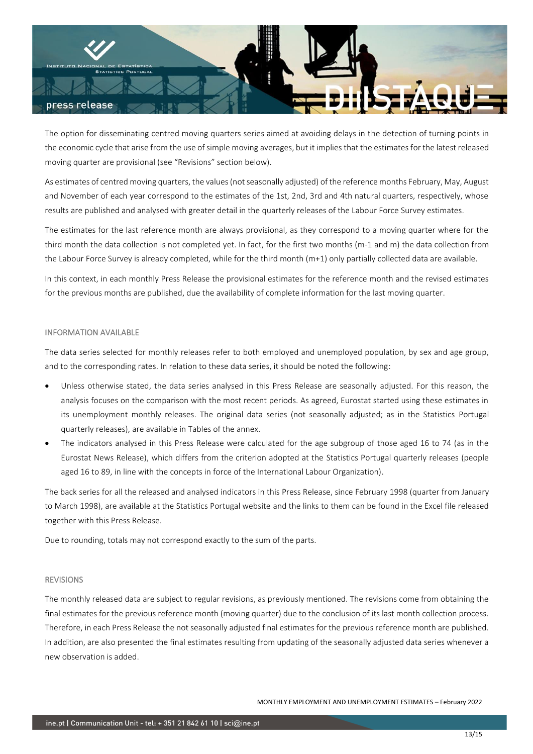The option for disseminating centred moving quarters series aimed at avoiding delays in the detection of turning points in the economic cycle that arise from the use of simple moving averages, but it implies that the estimates for the latest released moving quarter are provisional (see "Revisions" section below).

As estimates of centred moving quarters, the values (not seasonally adjusted) of the reference months February, May, August and November of each year correspond to the estimates of the 1st, 2nd, 3rd and 4th natural quarters, respectively, whose results are published and analysed with greater detail in the quarterly releases of the Labour Force Survey estimates.

The estimates for the last reference month are always provisional, as they correspond to a moving quarter where for the third month the data collection is not completed yet. In fact, for the first two months (m-1 and m) the data collection from the Labour Force Survey is already completed, while for the third month (m+1) only partially collected data are available.

In this context, in each monthly Press Release the provisional estimates for the reference month and the revised estimates for the previous months are published, due the availability of complete information for the last moving quarter.

## INFORMATION AVAILABLE

The data series selected for monthly releases refer to both employed and unemployed population, by sex and age group, and to the corresponding rates. In relation to these data series, it should be noted the following:

- Unless otherwise stated, the data series analysed in this Press Release are seasonally adjusted. For this reason, the analysis focuses on the comparison with the most recent periods. As agreed, Eurostat started using these estimates in its unemployment monthly releases. The original data series (not seasonally adjusted; as in the Statistics Portugal quarterly releases), are available in Tables of the annex.
- The indicators analysed in this Press Release were calculated for the age subgroup of those aged 16 to 74 (as in the Eurostat News Release), which differs from the criterion adopted at the Statistics Portugal quarterly releases (people aged 16 to 89, in line with the concepts in force of the International Labour Organization).

The back series for all the released and analysed indicators in this Press Release, since February 1998 (quarter from January to March 1998), are available at the Statistics Portugal website and the links to them can be found in the Excel file released together with this Press Release.

Due to rounding, totals may not correspond exactly to the sum of the parts.

## REVISIONS

The monthly released data are subject to regular revisions, as previously mentioned. The revisions come from obtaining the final estimates for the previous reference month (moving quarter) due to the conclusion of its last month collection process. Therefore, in each Press Release the not seasonally adjusted final estimates for the previous reference month are published. In addition, are also presented the final estimates resulting from updating of the seasonally adjusted data series whenever a new observation is added.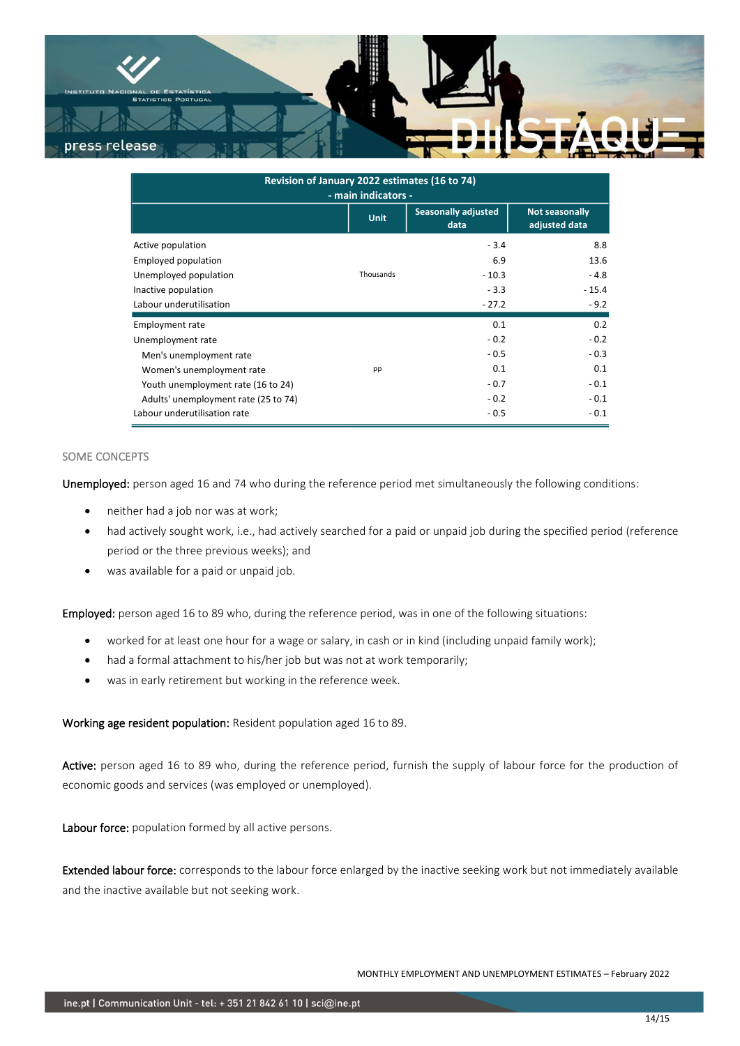| Revision of January 2022 estimates (16 to 74) - main indicators - | | | |
|---|---|---|---|
| | Unit | Seasonally adjusted data | Not seasonally adjusted data |
| Active population | Thousands | - 3.4 | 8.8 |
| Employed population | Thousands | 6.9 | 13.6 |
| Unemployed population | Thousands | - 10.3 | - 4.8 |
| Inactive population | Thousands | - 3.3 | - 15.4 |
| Labour underutilisation | Thousands | - 27.2 | - 9.2 |
| Employment rate | pp | 0.1 | 0.2 |
| Unemployment rate | pp | - 0.2 | - 0.2 |
| Men's unemployment rate | pp | - 0.5 | - 0.3 |
| Women's unemployment rate | pp | 0.1 | 0.1 |
| Youth unemployment rate (16 to 24) | pp | - 0.7 | - 0.1 |
| Adults' unemployment rate (25 to 74) | pp | - 0.2 | - 0.1 |
| Labour underutilisation rate | pp | - 0.5 | - 0.1 |

## SOME CONCEPTS

**Unemployed:** person aged 16 and 74 who during the reference period met simultaneously the following conditions:

- neither had a job nor was at work;
- had actively sought work, i.e., had actively searched for a paid or unpaid job during the specified period (reference period or the three previous weeks); and
- was available for a paid or unpaid job.

**Employed:** person aged 16 to 89 who, during the reference period, was in one of the following situations:

- worked for at least one hour for a wage or salary, in cash or in kind (including unpaid family work);
- had a formal attachment to his/her job but was not at work temporarily;
- was in early retirement but working in the reference week.

**Working age resident population:** Resident population aged 16 to 89.

**Active:** person aged 16 to 89 who, during the reference period, furnish the supply of labour force for the production of economic goods and services (was employed or unemployed).

**Labour force:** population formed by all active persons.

**Extended labour force:** corresponds to the labour force enlarged by the inactive seeking work but not immediately available and the inactive available but not seeking work.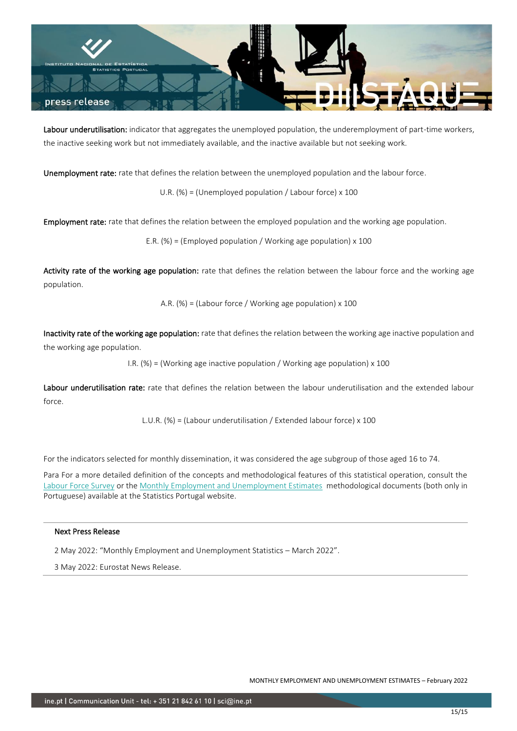**Labour underutilisation:** indicator that aggregates the unemployed population, the underemployment of part-time workers, the inactive seeking work but not immediately available, and the inactive available but not seeking work.

**Unemployment rate:** rate that defines the relation between the unemployed population and the labour force.

U.R. (%) = (Unemployed population / Labour force) x 100

**Employment rate:** rate that defines the relation between the employed population and the working age population.

E.R. (%) = (Employed population / Working age population) x 100

**Activity rate of the working age population:** rate that defines the relation between the labour force and the working age population.

A.R. (%) = (Labour force / Working age population) x 100

**Inactivity rate of the working age population:** rate that defines the relation between the working age inactive population and the working age population.

I.R. (%) = (Working age inactive population / Working age population) x 100

**Labour underutilisation rate:** rate that defines the relation between the labour underutilisation and the extended labour force.

L.U.R. (%) = (Labour underutilisation / Extended labour force) x 100

For the indicators selected for monthly dissemination, it was considered the age subgroup of those aged 16 to 74.

Para For a more detailed definition of the concepts and methodological features of this statistical operation, consult the Labour Force Survey or the Monthly Employment and Unemployment Estimates methodological documents (both only in Portuguese) available at the Statistics Portugal website.

**Next Press Release**

2 May 2022: "Monthly Employment and Unemployment Statistics – March 2022".

3 May 2022: Eurostat News Release.